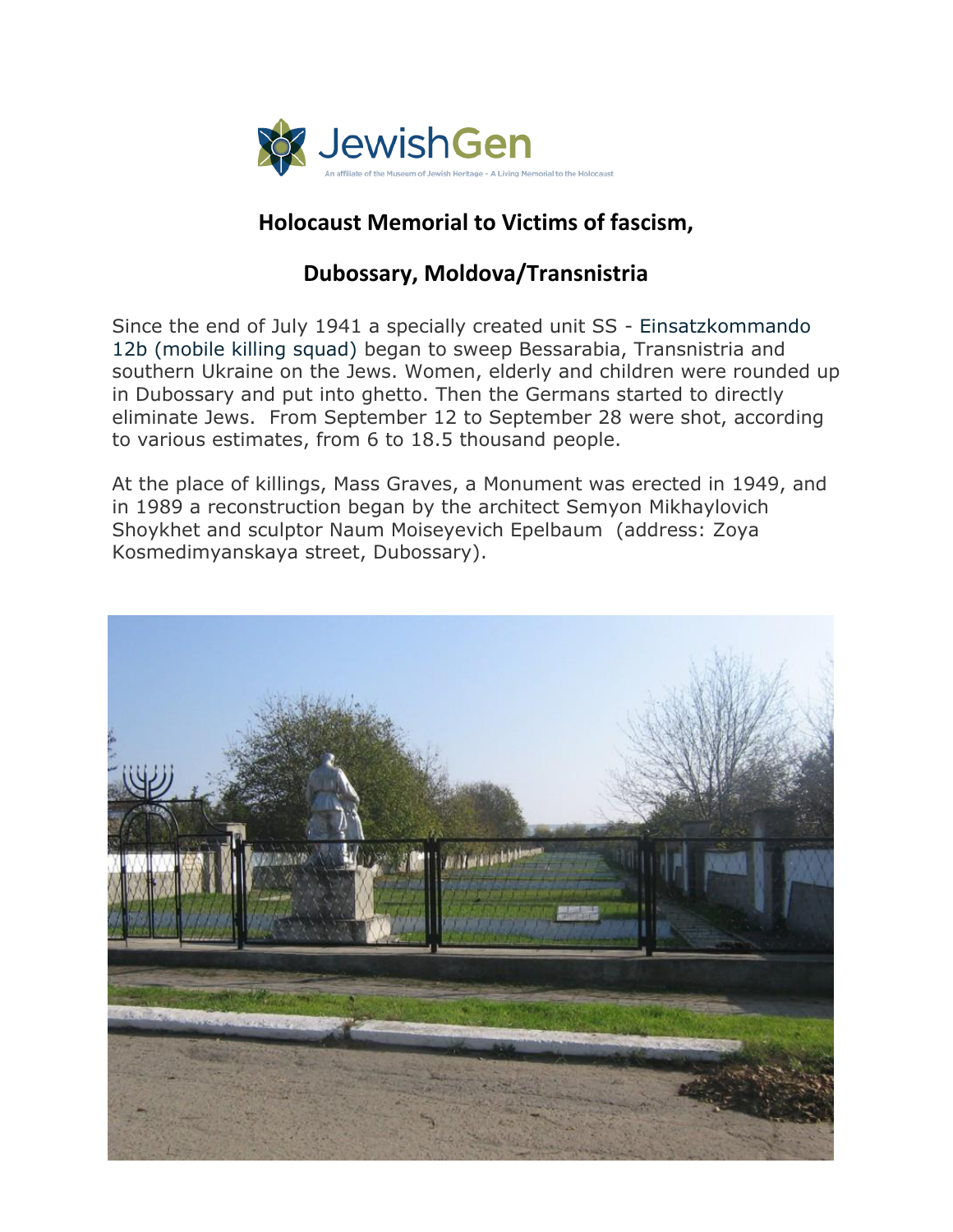JewishGen

An affiliate of the Museum of Jewish Heritage – A Living Memorial to the Holocaust

## Holocaust Memorial to Victims of fascism,

## Dubossary, Moldova/Transnistria

Since the end of July 1941 a specially created unit SS - Einsatzkommando 12b (mobile killing squad) began to sweep Bessarabia, Transnistria and southern Ukraine on the Jews. Women, elderly and children were rounded up in Dubossary and put into ghetto. Then the Germans started to directly eliminate Jews. From September 12 to September 28 were shot, according to various estimates, from 6 to 18.5 thousand people.

At the place of killings, Mass Graves, a Monument was erected in 1949, and in 1989 a reconstruction began by the architect Semyon Mikhaylovich Shoykhet and sculptor Naum Moiseyevich Epelbaum (address: Zoya Kosmedimyanskaya street, Dubossary).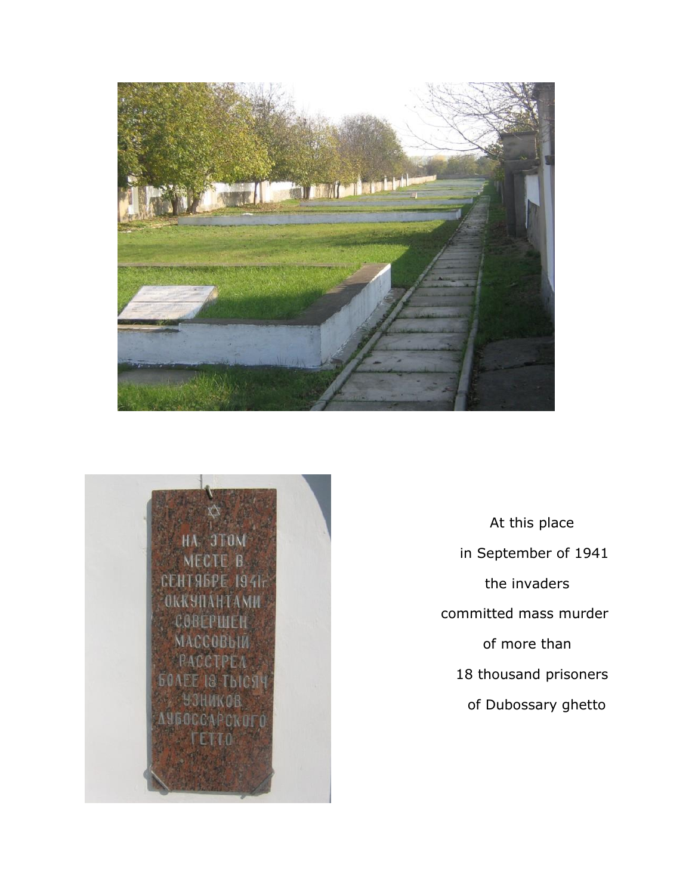At this place

in September of 1941

the invaders

committed mass murder

of more than

18 thousand prisoners

of Dubossary ghetto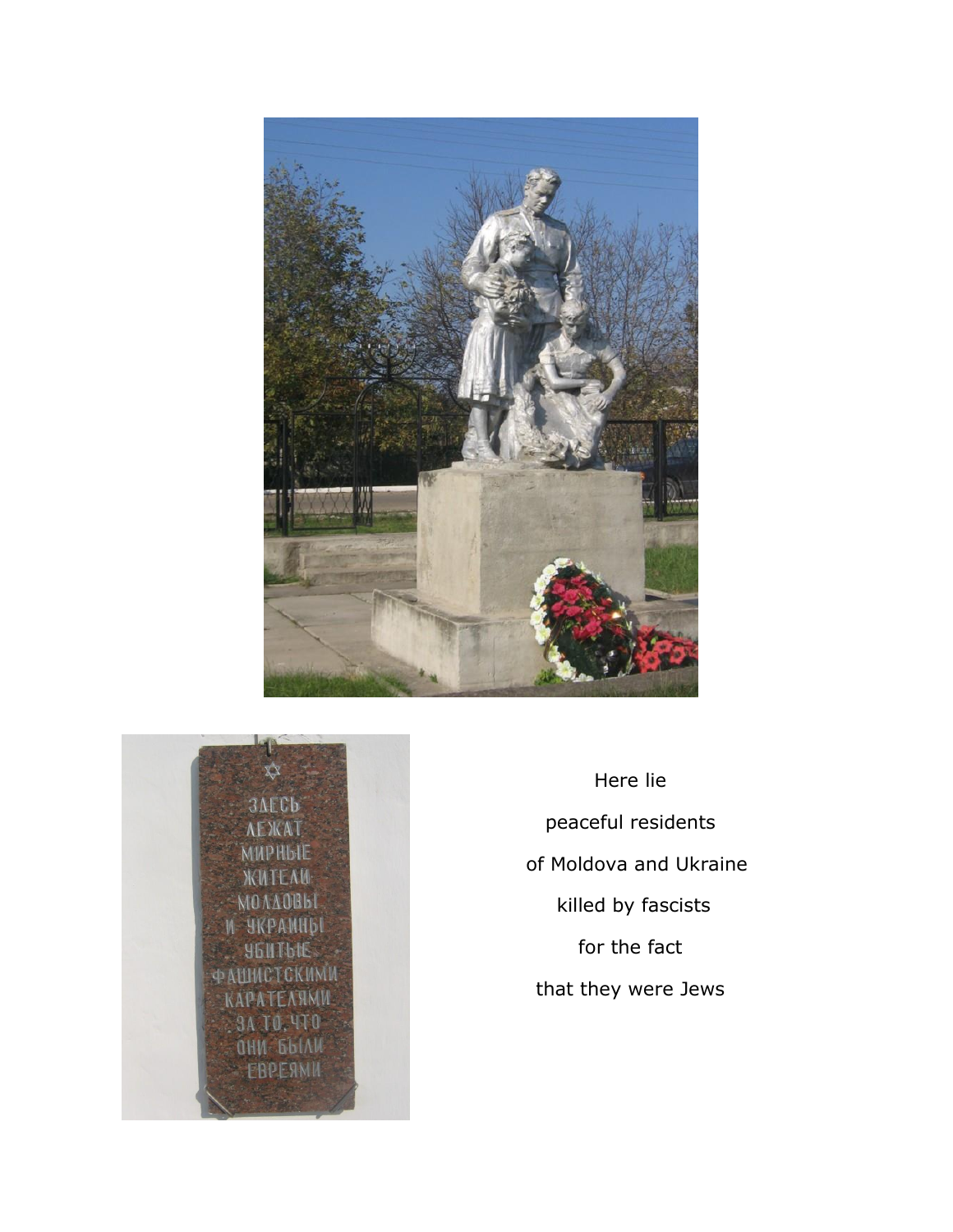Here lie

peaceful residents

of Moldova and Ukraine

killed by fascists

for the fact

that they were Jews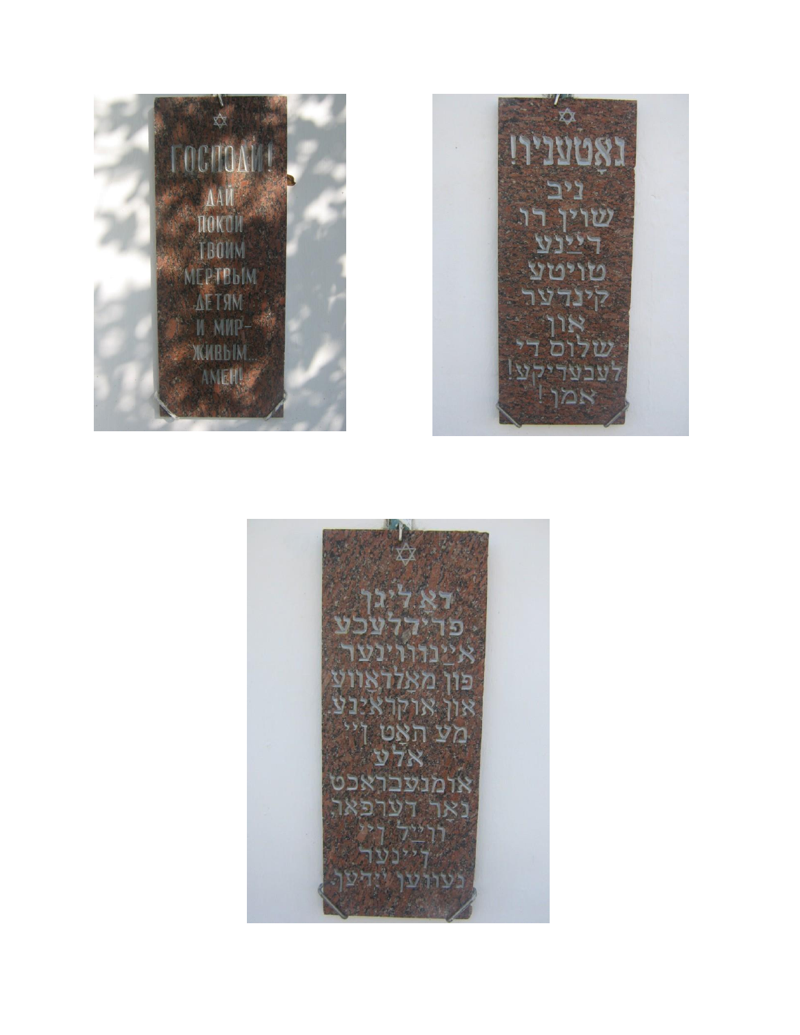ГОСПОДИ!
ДАЙ
ПОКОЙ
ТВОИМ
МЕРТВЫМ
ДЕТЯМ
И МИР –
ЖИВЫМ.
АМЕН!

גאָטעניו!
גיב
שוין רו
רײַנע
טויטע
קינדער
און
שלום די
לעבעדיקע!
אמן!

דא ליגן
פֿרידלעכע
אײַנוווינער
פֿון מאָלדאָווע
און אוקראַינע.
מע האַט זײ
אלע
אומגעבראכט
נאר דערפֿאר,
ווײַל זײ
זײַנען
געווען ייִדן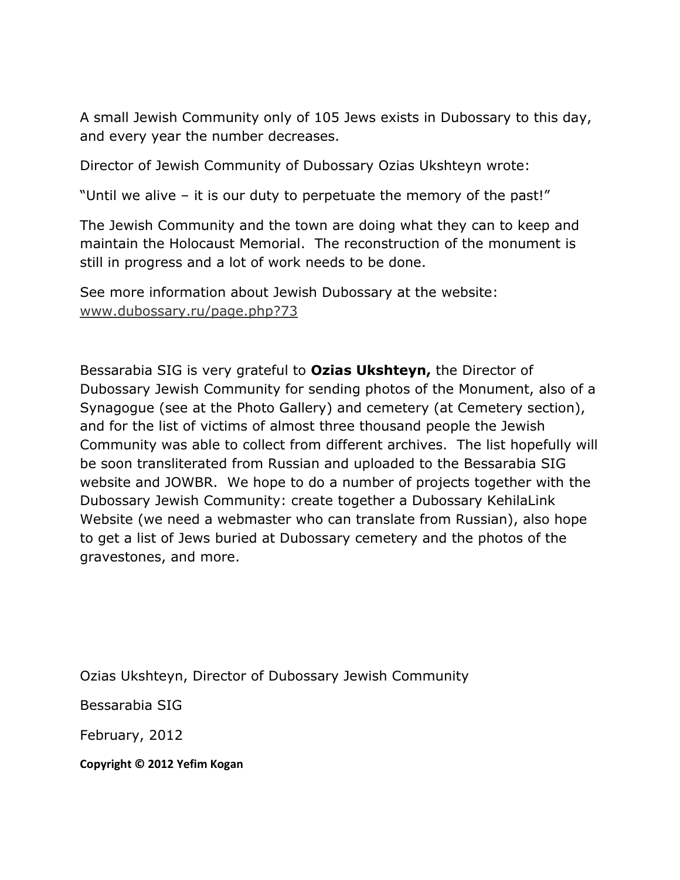A small Jewish Community only of 105 Jews exists in Dubossary to this day, and every year the number decreases.

Director of Jewish Community of Dubossary Ozias Ukshteyn wrote:

“Until we alive – it is our duty to perpetuate the memory of the past!”

The Jewish Community and the town are doing what they can to keep and maintain the Holocaust Memorial. The reconstruction of the monument is still in progress and a lot of work needs to be done.

See more information about Jewish Dubossary at the website: www.dubossary.ru/page.php?73

Bessarabia SIG is very grateful to **Ozias Ukshteyn,** the Director of Dubossary Jewish Community for sending photos of the Monument, also of a Synagogue (see at the Photo Gallery) and cemetery (at Cemetery section), and for the list of victims of almost three thousand people the Jewish Community was able to collect from different archives. The list hopefully will be soon transliterated from Russian and uploaded to the Bessarabia SIG website and JOWBR. We hope to do a number of projects together with the Dubossary Jewish Community: create together a Dubossary KehilaLink Website (we need a webmaster who can translate from Russian), also hope to get a list of Jews buried at Dubossary cemetery and the photos of the gravestones, and more.

Ozias Ukshteyn, Director of Dubossary Jewish Community

Bessarabia SIG

February, 2012

**Copyright © 2012 Yefim Kogan**